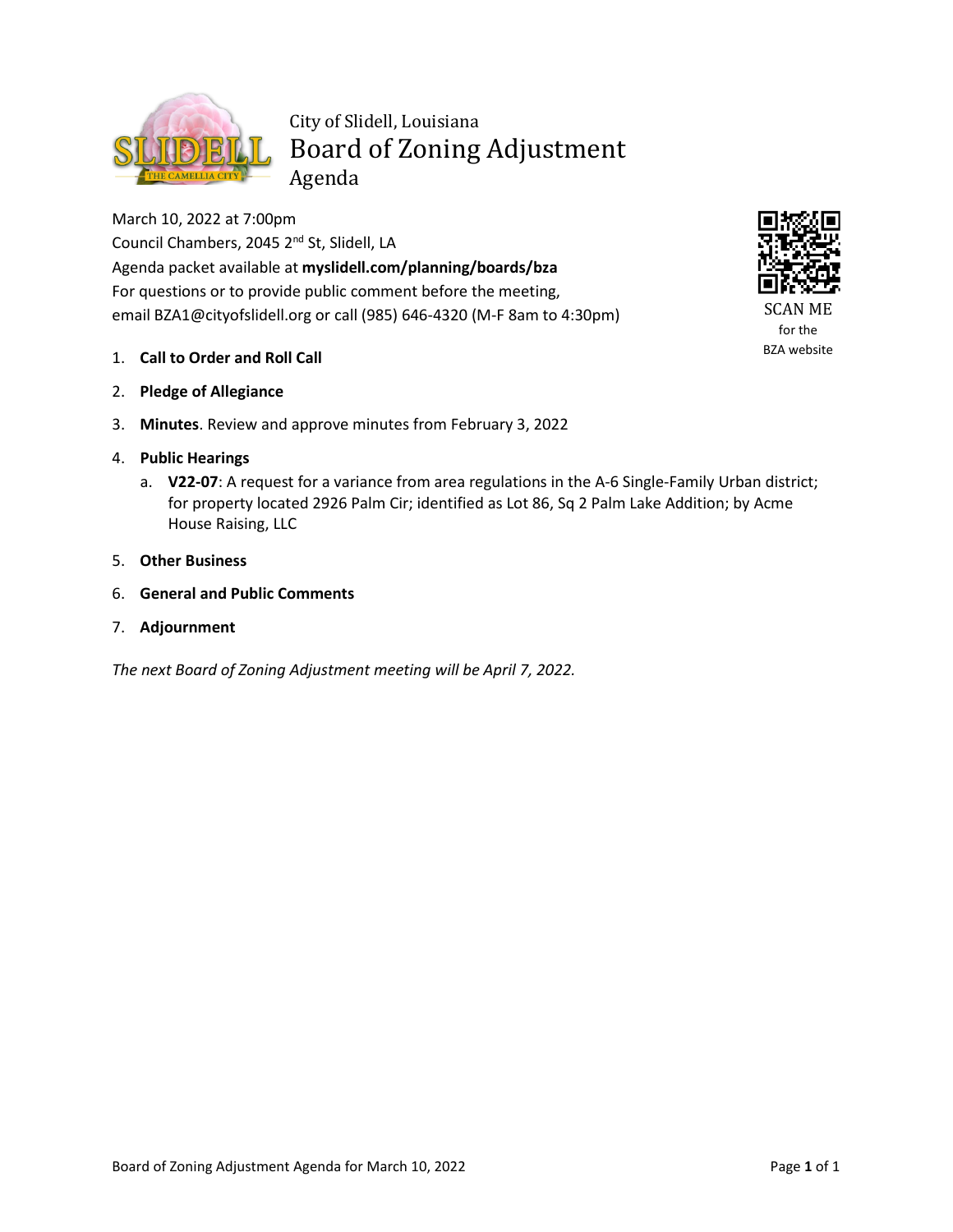City of Slidell, Louisiana

# Board of Zoning Adjustment

## Agenda

March 10, 2022 at 7:00pm
Council Chambers, 2045 2nd St, Slidell, LA
Agenda packet available at **myslidell.com/planning/boards/bza**
For questions or to provide public comment before the meeting,
email BZA1@cityofslidell.org or call (985) 646-4320 (M-F 8am to 4:30pm)

SCAN ME
for the
BZA website

1. **Call to Order and Roll Call**
2. **Pledge of Allegiance**
3. **Minutes**. Review and approve minutes from February 3, 2022
4. **Public Hearings**
   a. **V22-07**: A request for a variance from area regulations in the A-6 Single-Family Urban district; for property located 2926 Palm Cir; identified as Lot 86, Sq 2 Palm Lake Addition; by Acme House Raising, LLC
5. **Other Business**
6. **General and Public Comments**
7. **Adjournment**

*The next Board of Zoning Adjustment meeting will be April 7, 2022.*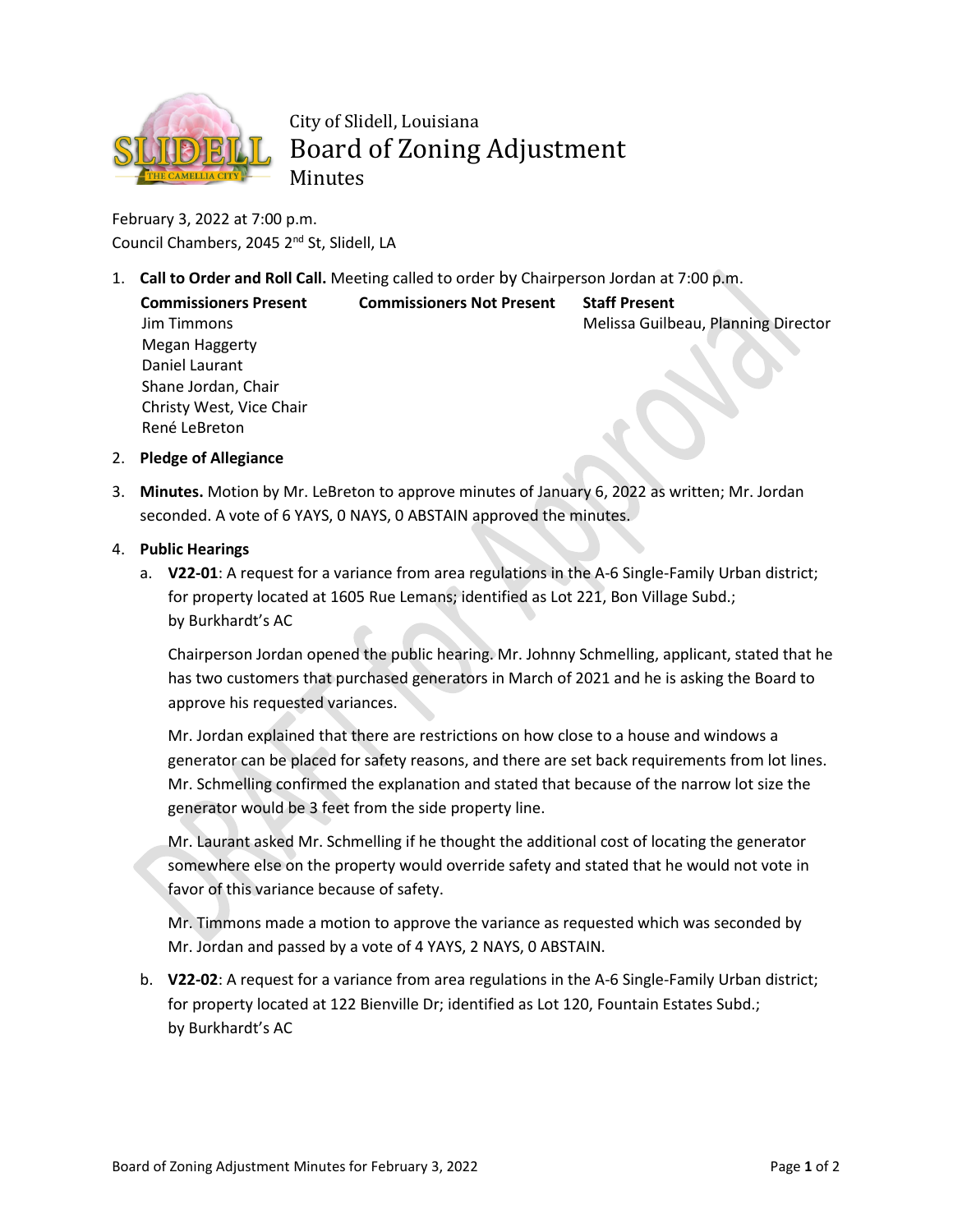City of Slidell, Louisiana

# Board of Zoning Adjustment

Minutes

February 3, 2022 at 7:00 p.m.
Council Chambers, 2045 2nd St, Slidell, LA

1. **Call to Order and Roll Call.** Meeting called to order by Chairperson Jordan at 7:00 p.m.

| Commissioners Present | Commissioners Not Present | Staff Present |
|---|---|---|
| Jim Timmons | | Melissa Guilbeau, Planning Director |
| Megan Haggerty | | |
| Daniel Laurant | | |
| Shane Jordan, Chair | | |
| Christy West, Vice Chair | | |
| René LeBreton | | |

2. **Pledge of Allegiance**

3. **Minutes.** Motion by Mr. LeBreton to approve minutes of January 6, 2022 as written; Mr. Jordan seconded. A vote of 6 YAYS, 0 NAYS, 0 ABSTAIN approved the minutes.

4. **Public Hearings**

   a. **V22-01**: A request for a variance from area regulations in the A-6 Single-Family Urban district; for property located at 1605 Rue Lemans; identified as Lot 221, Bon Village Subd.; by Burkhardt's AC

   Chairperson Jordan opened the public hearing. Mr. Johnny Schmelling, applicant, stated that he has two customers that purchased generators in March of 2021 and he is asking the Board to approve his requested variances.

   Mr. Jordan explained that there are restrictions on how close to a house and windows a generator can be placed for safety reasons, and there are set back requirements from lot lines. Mr. Schmelling confirmed the explanation and stated that because of the narrow lot size the generator would be 3 feet from the side property line.

   Mr. Laurant asked Mr. Schmelling if he thought the additional cost of locating the generator somewhere else on the property would override safety and stated that he would not vote in favor of this variance because of safety.

   Mr. Timmons made a motion to approve the variance as requested which was seconded by Mr. Jordan and passed by a vote of 4 YAYS, 2 NAYS, 0 ABSTAIN.

   b. **V22-02**: A request for a variance from area regulations in the A-6 Single-Family Urban district; for property located at 122 Bienville Dr; identified as Lot 120, Fountain Estates Subd.; by Burkhardt's AC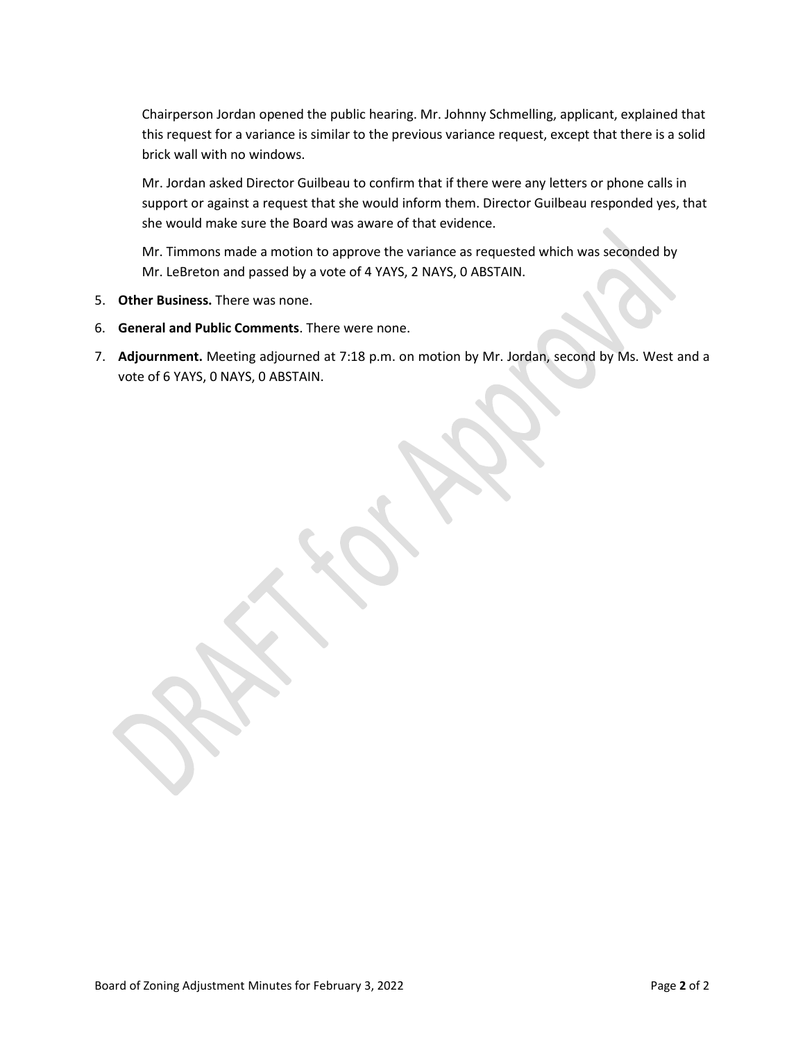Chairperson Jordan opened the public hearing. Mr. Johnny Schmelling, applicant, explained that this request for a variance is similar to the previous variance request, except that there is a solid brick wall with no windows.

Mr. Jordan asked Director Guilbeau to confirm that if there were any letters or phone calls in support or against a request that she would inform them. Director Guilbeau responded yes, that she would make sure the Board was aware of that evidence.

Mr. Timmons made a motion to approve the variance as requested which was seconded by Mr. LeBreton and passed by a vote of 4 YAYS, 2 NAYS, 0 ABSTAIN.

5. **Other Business.** There was none.
6. **General and Public Comments**. There were none.
7. **Adjournment.** Meeting adjourned at 7:18 p.m. on motion by Mr. Jordan, second by Ms. West and a vote of 6 YAYS, 0 NAYS, 0 ABSTAIN.

DRAFT for Approval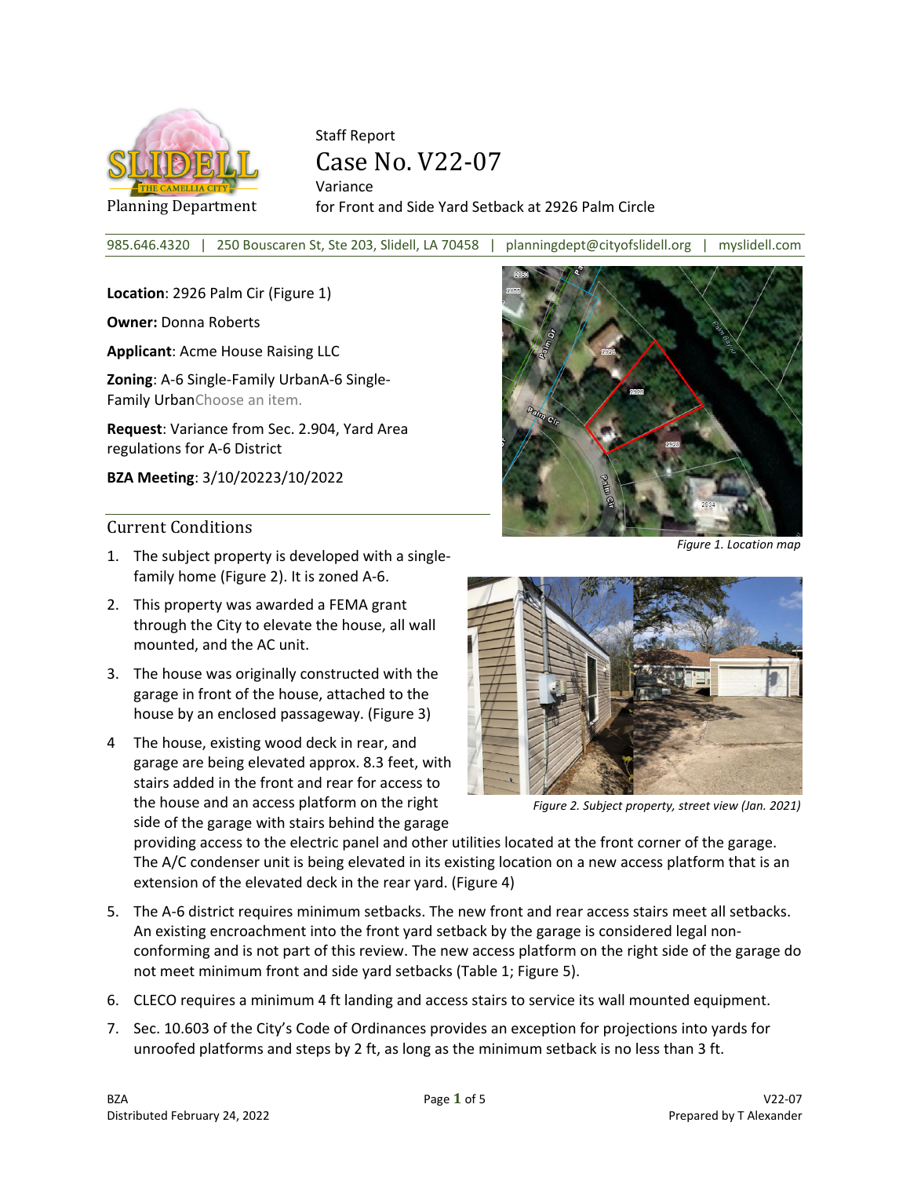Planning Department

Staff Report

# Case No. V22-07

Variance

for Front and Side Yard Setback at 2926 Palm Circle

985.646.4320 | 250 Bouscaren St, Ste 203, Slidell, LA 70458 | planningdept@cityofslidell.org | myslidell.com

**Location**: 2926 Palm Cir (Figure 1)

**Owner:** Donna Roberts

**Applicant**: Acme House Raising LLC

**Zoning**: A-6 Single-Family UrbanA-6 Single-Family UrbanChoose an item.

**Request**: Variance from Sec. 2.904, Yard Area regulations for A-6 District

**BZA Meeting**: 3/10/20223/10/2022

*Figure 1. Location map*

## Current Conditions

1. The subject property is developed with a single-family home (Figure 2). It is zoned A-6.
2. This property was awarded a FEMA grant through the City to elevate the house, all wall mounted, and the AC unit.
3. The house was originally constructed with the garage in front of the house, attached to the house by an enclosed passageway. (Figure 3)
4. The house, existing wood deck in rear, and garage are being elevated approx. 8.3 feet, with stairs added in the front and rear for access to the house and an access platform on the right side of the garage with stairs behind the garage providing access to the electric panel and other utilities located at the front corner of the garage. The A/C condenser unit is being elevated in its existing location on a new access platform that is an extension of the elevated deck in the rear yard. (Figure 4)
5. The A-6 district requires minimum setbacks. The new front and rear access stairs meet all setbacks. An existing encroachment into the front yard setback by the garage is considered legal non-conforming and is not part of this review. The new access platform on the right side of the garage do not meet minimum front and side yard setbacks (Table 1; Figure 5).
6. CLECO requires a minimum 4 ft landing and access stairs to service its wall mounted equipment.
7. Sec. 10.603 of the City's Code of Ordinances provides an exception for projections into yards for unroofed platforms and steps by 2 ft, as long as the minimum setback is no less than 3 ft.

*Figure 2. Subject property, street view (Jan. 2021)*

BZA

Distributed February 24, 2022

Prepared by T Alexander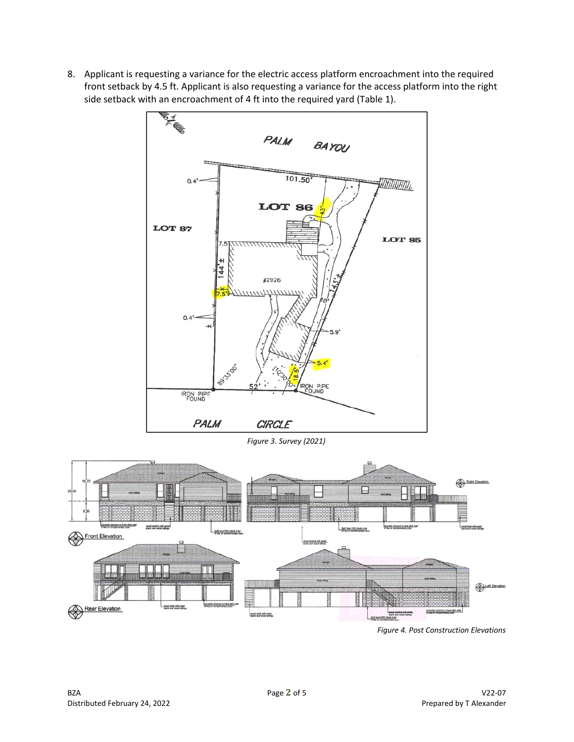8. Applicant is requesting a variance for the electric access platform encroachment into the required front setback by 4.5 ft. Applicant is also requesting a variance for the access platform into the right side setback with an encroachment of 4 ft into the required yard (Table 1).

PALM BAYOU

LOT 87

LOT 86

LOT 85

PALM CIRCLE

101.50'

0.4'

43'

7.5'

144'±

#2926

7.5'

0.4'

10'

143'±

5.9'

5.4'

18.5'

89°33'00"

110°30'00"

52'

IRON PIPE FOUND

IRON PIPE FOUND

*Figure 3. Survey (2021)*

Front Elevation

Right Elevation

Rear Elevation

Left Elevation

*Figure 4. Post Construction Elevations*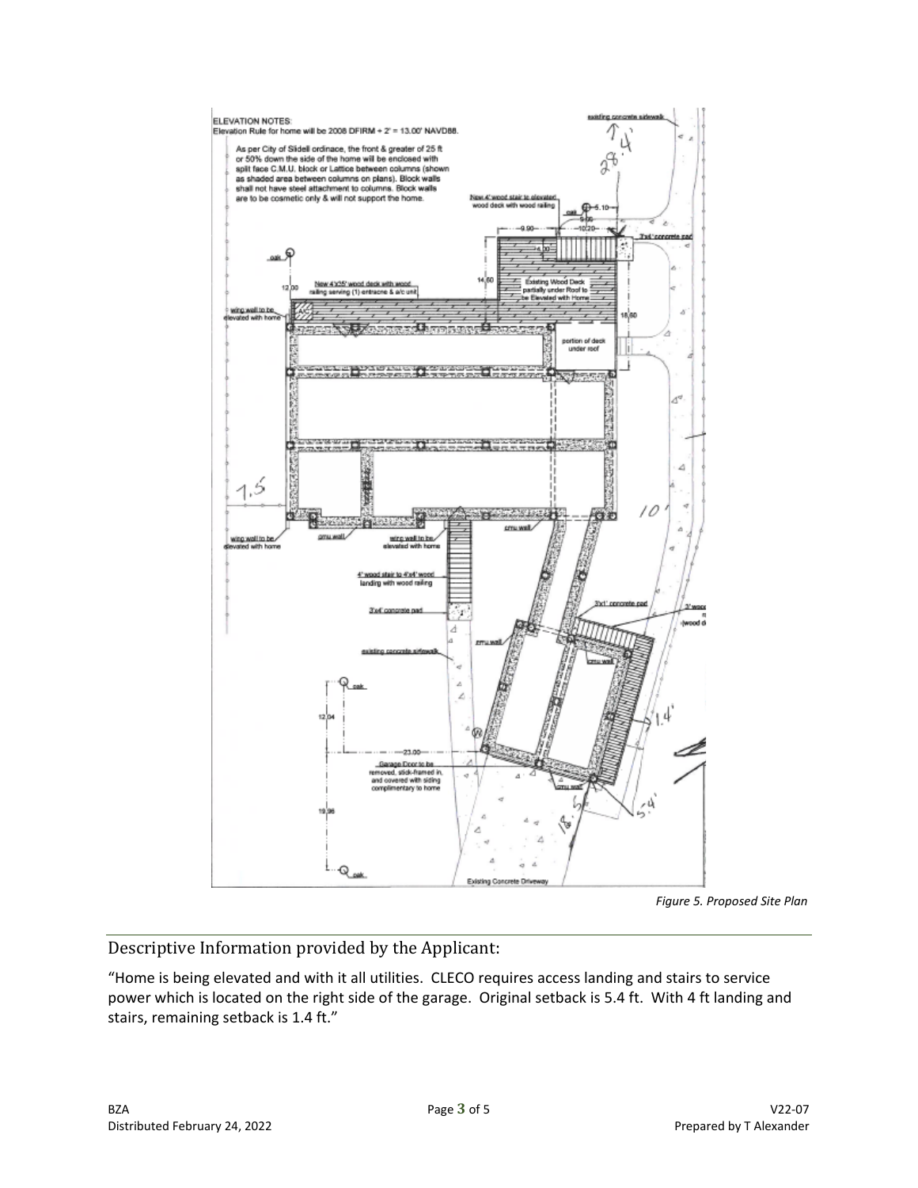ELEVATION NOTES:
Elevation Rule for home will be 2008 DFIRM + 2' = 13.00' NAVD88.

As per City of Slidell ordinace, the front & greater of 25 ft or 50% down the side of the home will be enclosed with split face C.M.U. block or Lattice between columns (shown as shaded area between columns on plans). Block walls shall not have steel attachment to columns. Block walls are to be cosmetic only & will not support the home.

*Figure 5. Proposed Site Plan*

## Descriptive Information provided by the Applicant:

"Home is being elevated and with it all utilities. CLECO requires access landing and stairs to service power which is located on the right side of the garage. Original setback is 5.4 ft. With 4 ft landing and stairs, remaining setback is 1.4 ft."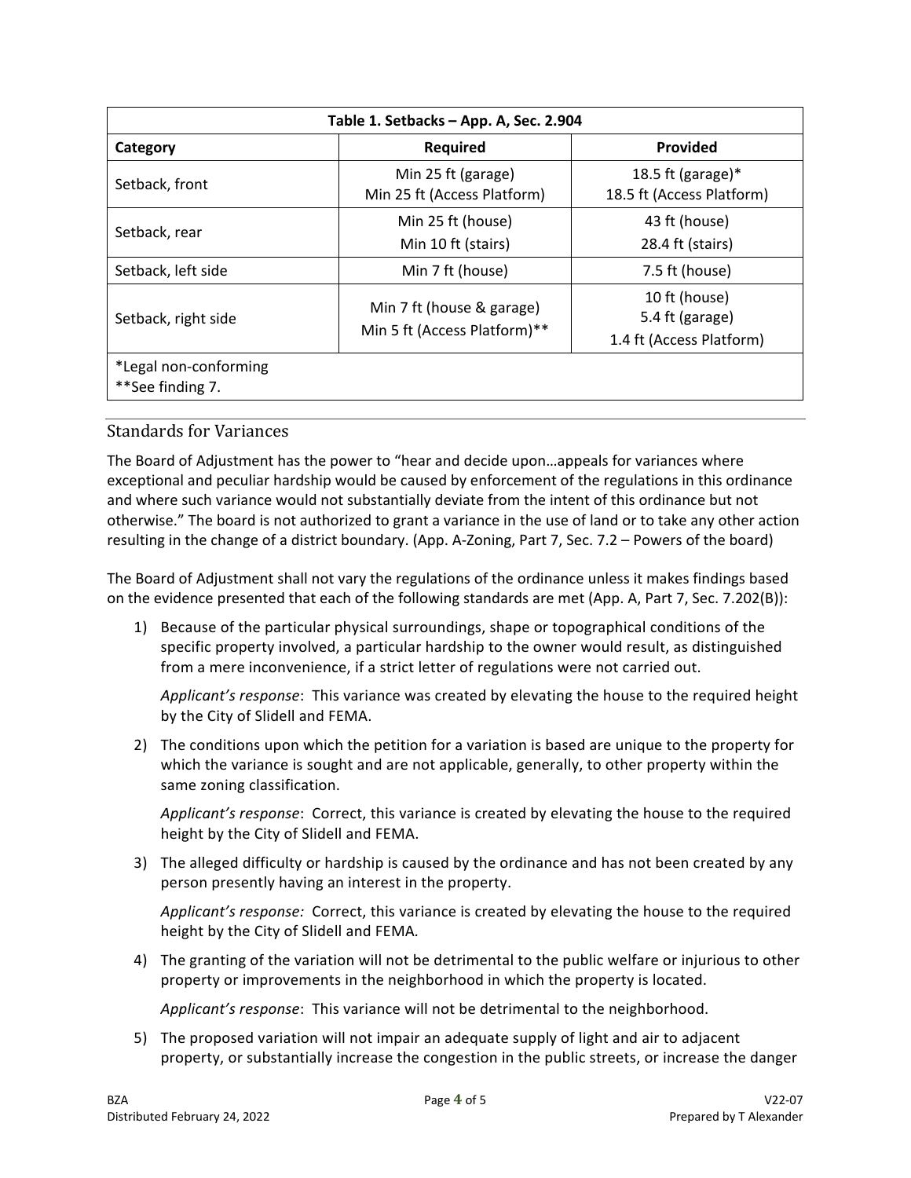| Table 1. Setbacks – App. A, Sec. 2.904 | | |
|---|---|---|
| **Category** | **Required** | **Provided** |
| Setback, front | Min 25 ft (garage)<br>Min 25 ft (Access Platform) | 18.5 ft (garage)*<br>18.5 ft (Access Platform) |
| Setback, rear | Min 25 ft (house)<br>Min 10 ft (stairs) | 43 ft (house)<br>28.4 ft (stairs) |
| Setback, left side | Min 7 ft (house) | 7.5 ft (house) |
| Setback, right side | Min 7 ft (house & garage)<br>Min 5 ft (Access Platform)** | 10 ft (house)<br>5.4 ft (garage)<br>1.4 ft (Access Platform) |
| *Legal non-conforming<br>**See finding 7. | | |

## Standards for Variances

The Board of Adjustment has the power to "hear and decide upon…appeals for variances where exceptional and peculiar hardship would be caused by enforcement of the regulations in this ordinance and where such variance would not substantially deviate from the intent of this ordinance but not otherwise." The board is not authorized to grant a variance in the use of land or to take any other action resulting in the change of a district boundary. (App. A-Zoning, Part 7, Sec. 7.2 – Powers of the board)

The Board of Adjustment shall not vary the regulations of the ordinance unless it makes findings based on the evidence presented that each of the following standards are met (App. A, Part 7, Sec. 7.202(B)):

1) Because of the particular physical surroundings, shape or topographical conditions of the specific property involved, a particular hardship to the owner would result, as distinguished from a mere inconvenience, if a strict letter of regulations were not carried out.

   *Applicant's response*: This variance was created by elevating the house to the required height by the City of Slidell and FEMA.

2) The conditions upon which the petition for a variation is based are unique to the property for which the variance is sought and are not applicable, generally, to other property within the same zoning classification.

   *Applicant's response*: Correct, this variance is created by elevating the house to the required height by the City of Slidell and FEMA.

3) The alleged difficulty or hardship is caused by the ordinance and has not been created by any person presently having an interest in the property.

   *Applicant's response:* Correct, this variance is created by elevating the house to the required height by the City of Slidell and FEMA.

4) The granting of the variation will not be detrimental to the public welfare or injurious to other property or improvements in the neighborhood in which the property is located.

   *Applicant's response*: This variance will not be detrimental to the neighborhood.

5) The proposed variation will not impair an adequate supply of light and air to adjacent property, or substantially increase the congestion in the public streets, or increase the danger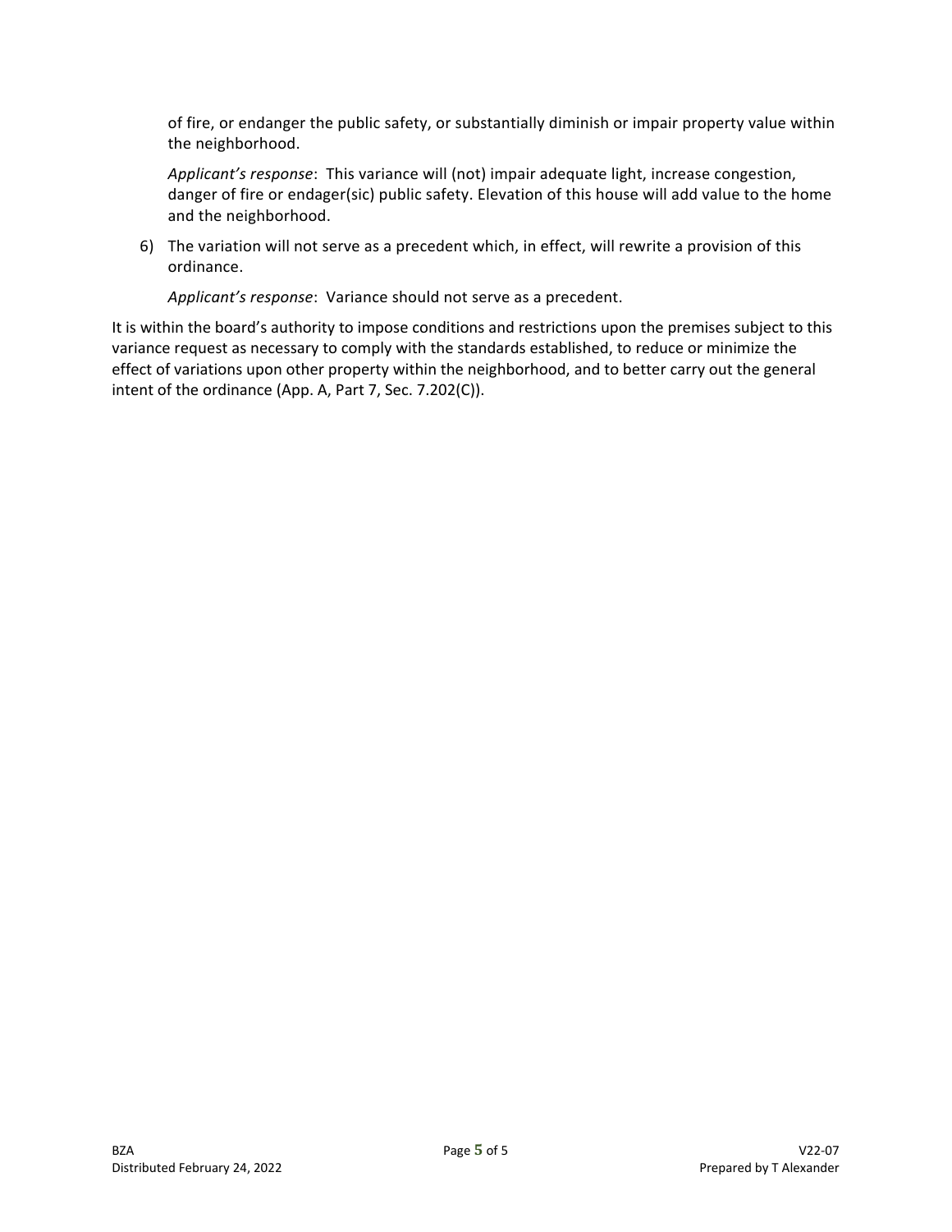of fire, or endanger the public safety, or substantially diminish or impair property value within the neighborhood.

*Applicant's response*: This variance will (not) impair adequate light, increase congestion, danger of fire or endager(sic) public safety. Elevation of this house will add value to the home and the neighborhood.

6) The variation will not serve as a precedent which, in effect, will rewrite a provision of this ordinance.

   *Applicant's response*: Variance should not serve as a precedent.

It is within the board's authority to impose conditions and restrictions upon the premises subject to this variance request as necessary to comply with the standards established, to reduce or minimize the effect of variations upon other property within the neighborhood, and to better carry out the general intent of the ordinance (App. A, Part 7, Sec. 7.202(C)).